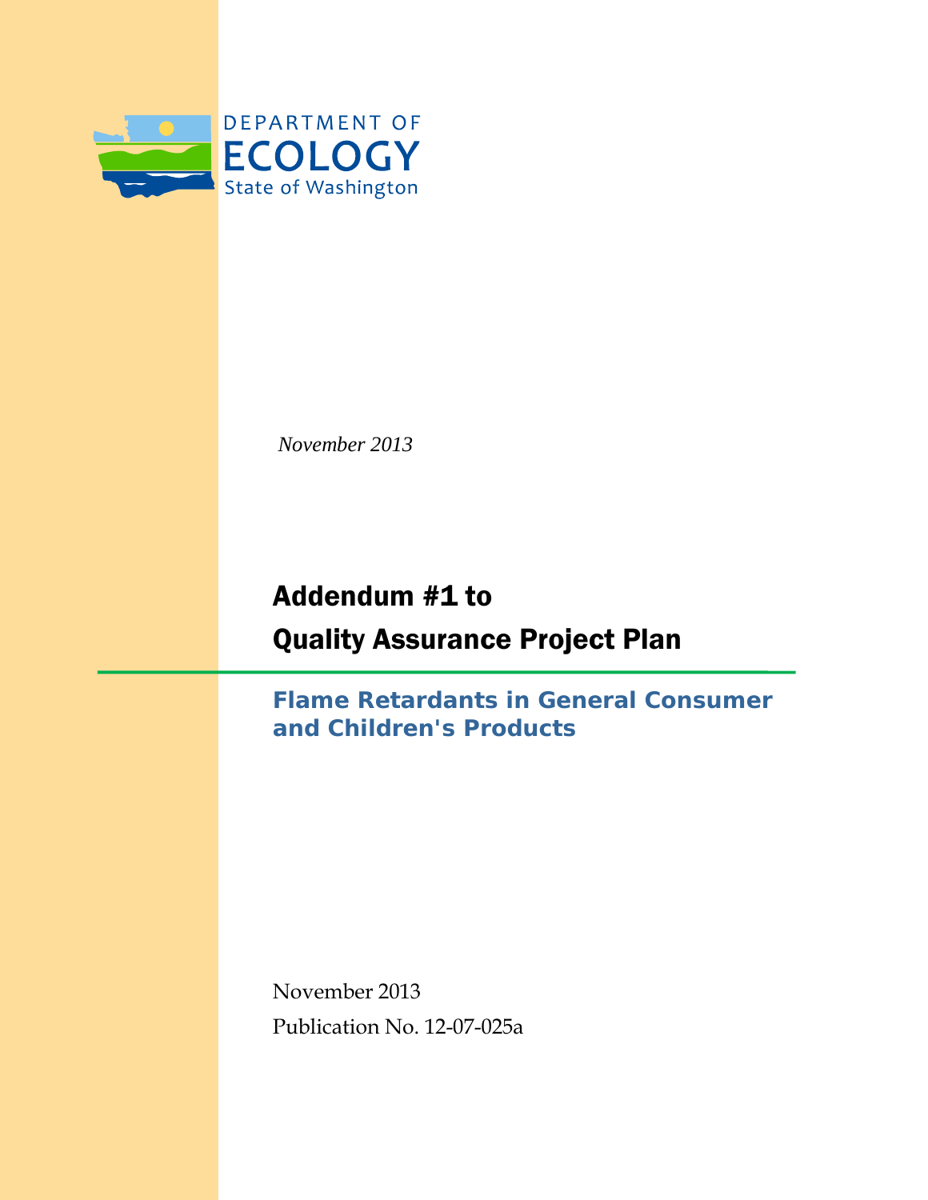DEPARTMENT OF
ECOLOGY
State of Washington

*November 2013*

# Addendum #1 to Quality Assurance Project Plan

## Flame Retardants in General Consumer and Children's Products

November 2013

Publication No. 12-07-025a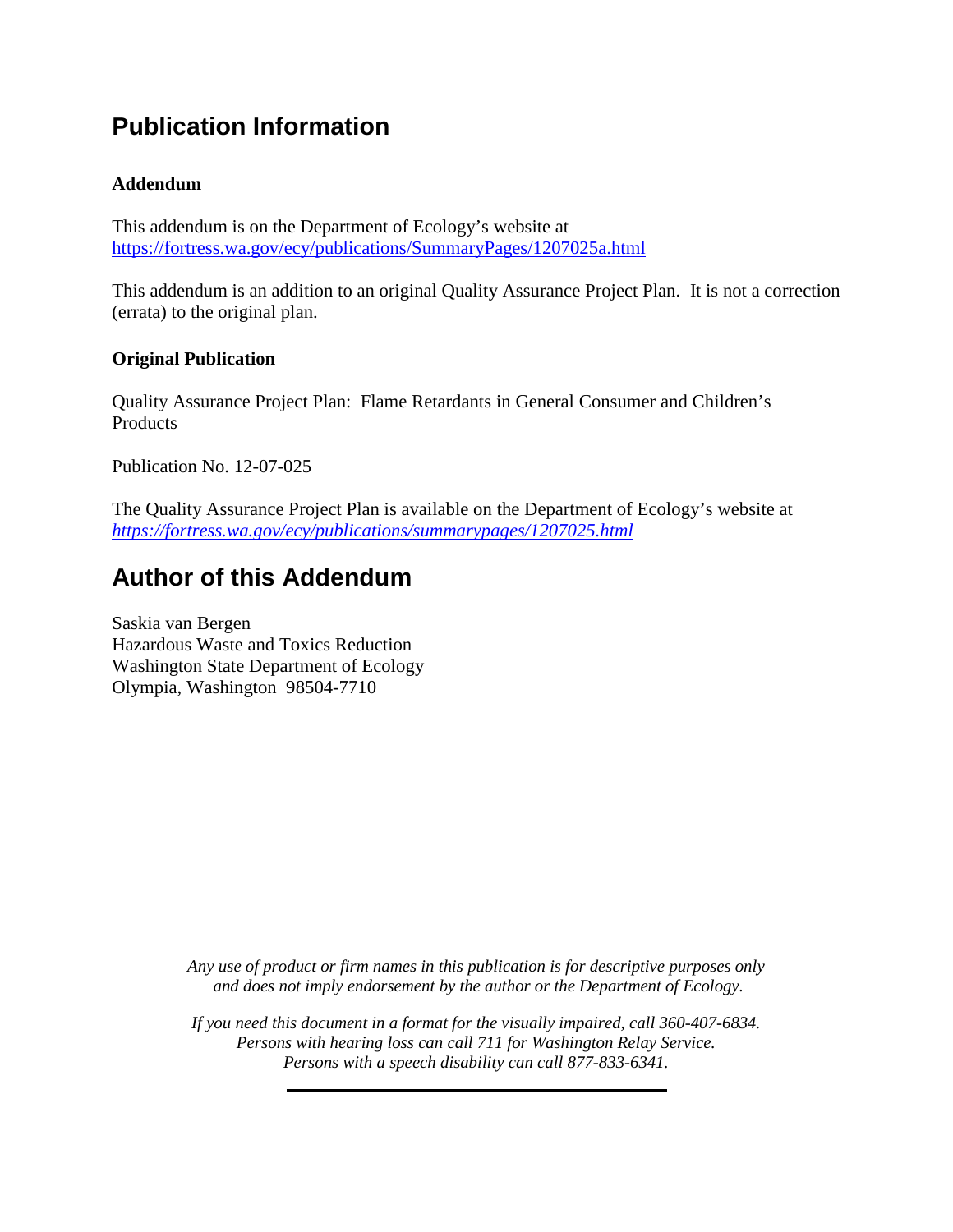# Publication Information

**Addendum**

This addendum is on the Department of Ecology's website at
https://fortress.wa.gov/ecy/publications/SummaryPages/1207025a.html

This addendum is an addition to an original Quality Assurance Project Plan. It is not a correction (errata) to the original plan.

**Original Publication**

Quality Assurance Project Plan: Flame Retardants in General Consumer and Children's Products

Publication No. 12-07-025

The Quality Assurance Project Plan is available on the Department of Ecology's website at
*https://fortress.wa.gov/ecy/publications/summarypages/1207025.html*

# Author of this Addendum

Saskia van Bergen
Hazardous Waste and Toxics Reduction
Washington State Department of Ecology
Olympia, Washington 98504-7710

*Any use of product or firm names in this publication is for descriptive purposes only and does not imply endorsement by the author or the Department of Ecology.*

*If you need this document in a format for the visually impaired, call 360-407-6834. Persons with hearing loss can call 711 for Washington Relay Service. Persons with a speech disability can call 877-833-6341.*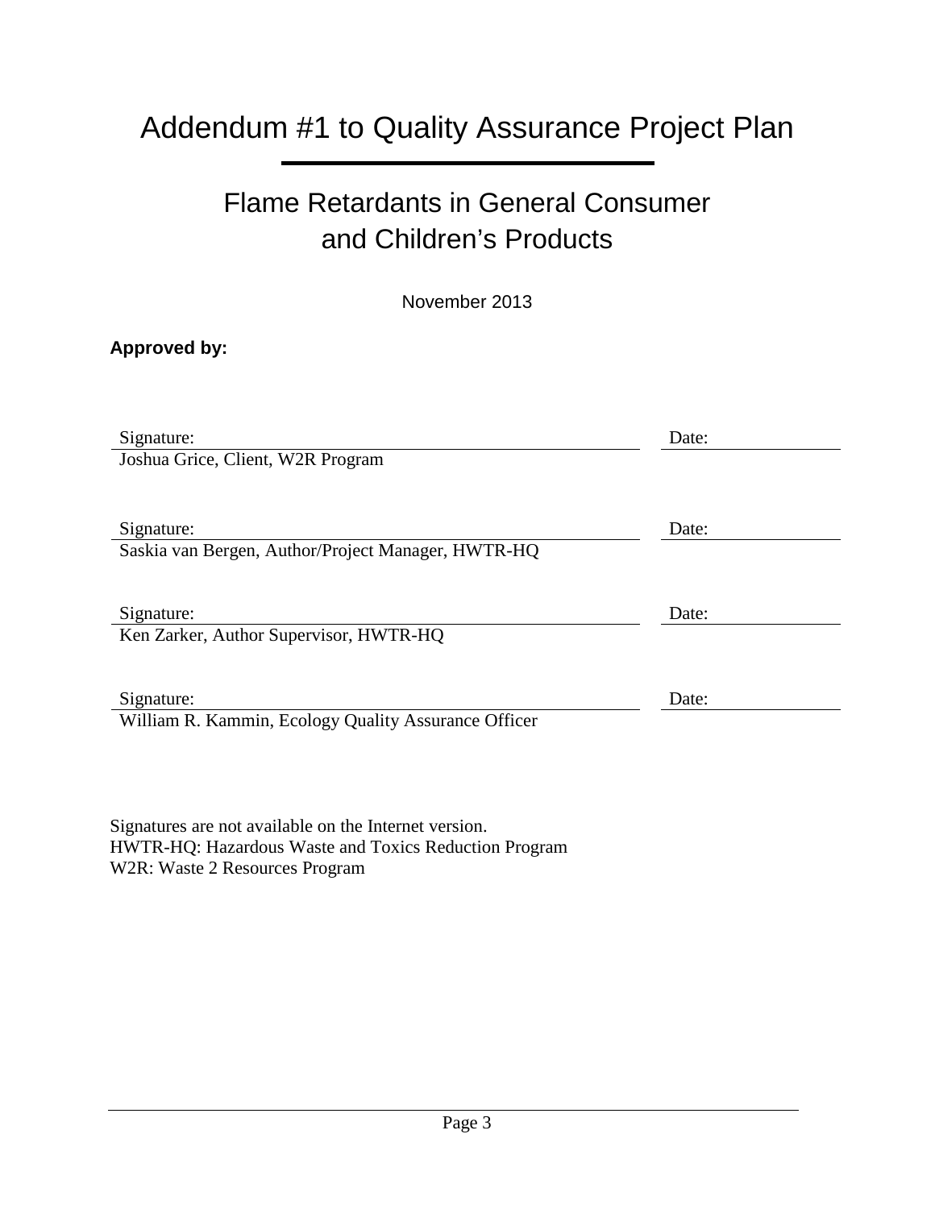# Addendum #1 to Quality Assurance Project Plan

## Flame Retardants in General Consumer and Children's Products

November 2013

**Approved by:**

| Signature: | Date: |
|---|---|
| Joshua Grice, Client, W2R Program | |
| Signature: | Date: |
| Saskia van Bergen, Author/Project Manager, HWTR-HQ | |
| Signature: | Date: |
| Ken Zarker, Author Supervisor, HWTR-HQ | |
| Signature: | Date: |
| William R. Kammin, Ecology Quality Assurance Officer | |

Signatures are not available on the Internet version.
HWTR-HQ: Hazardous Waste and Toxics Reduction Program
W2R: Waste 2 Resources Program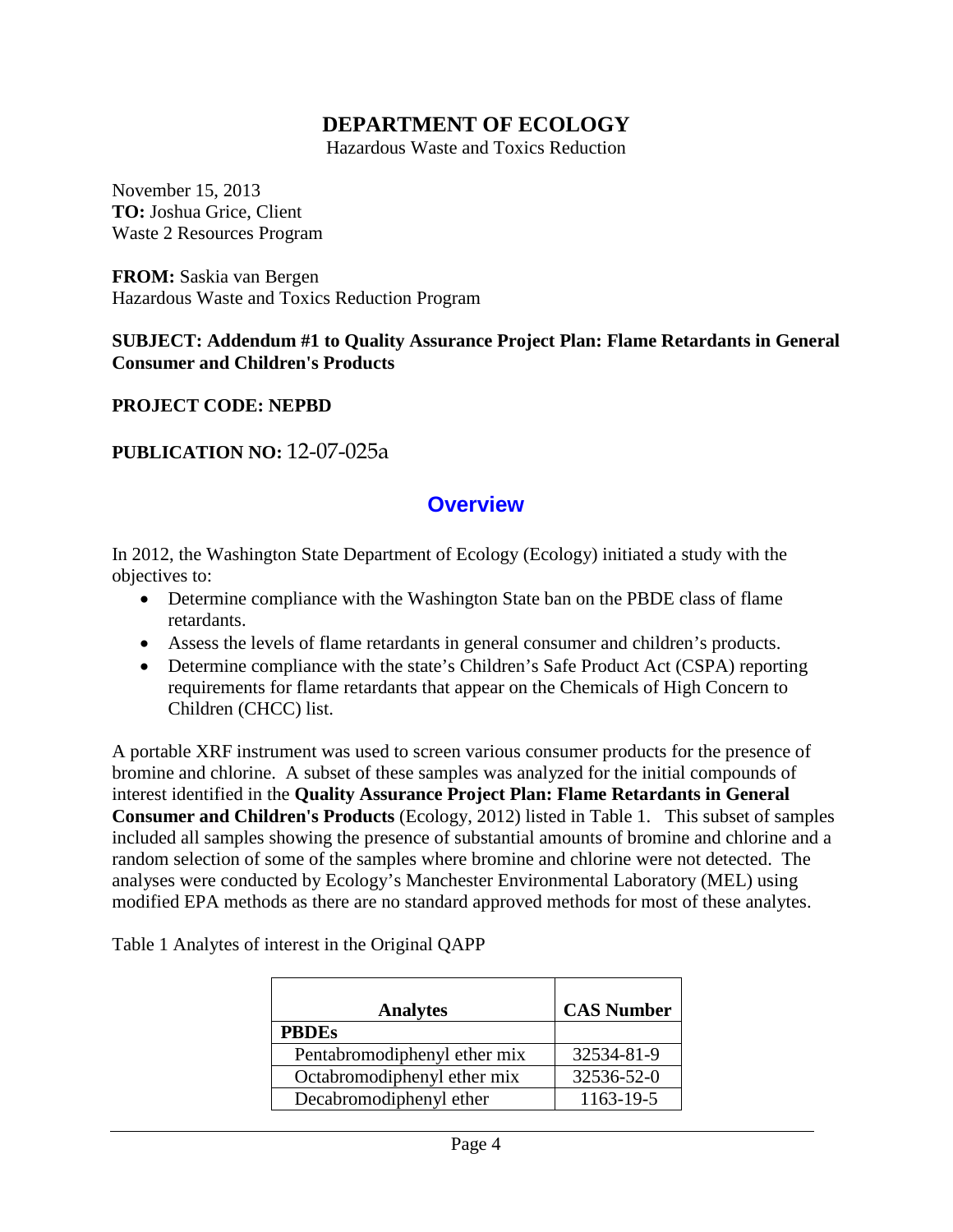# DEPARTMENT OF ECOLOGY

Hazardous Waste and Toxics Reduction

November 15, 2013

**TO:** Joshua Grice, Client
Waste 2 Resources Program

**FROM:** Saskia van Bergen
Hazardous Waste and Toxics Reduction Program

**SUBJECT: Addendum #1 to Quality Assurance Project Plan: Flame Retardants in General Consumer and Children's Products**

**PROJECT CODE: NEPBD**

**PUBLICATION NO:** 12-07-025a

## Overview

In 2012, the Washington State Department of Ecology (Ecology) initiated a study with the objectives to:

- Determine compliance with the Washington State ban on the PBDE class of flame retardants.
- Assess the levels of flame retardants in general consumer and children's products.
- Determine compliance with the state's Children's Safe Product Act (CSPA) reporting requirements for flame retardants that appear on the Chemicals of High Concern to Children (CHCC) list.

A portable XRF instrument was used to screen various consumer products for the presence of bromine and chlorine. A subset of these samples was analyzed for the initial compounds of interest identified in the **Quality Assurance Project Plan: Flame Retardants in General Consumer and Children's Products** (Ecology, 2012) listed in Table 1. This subset of samples included all samples showing the presence of substantial amounts of bromine and chlorine and a random selection of some of the samples where bromine and chlorine were not detected. The analyses were conducted by Ecology's Manchester Environmental Laboratory (MEL) using modified EPA methods as there are no standard approved methods for most of these analytes.

Table 1 Analytes of interest in the Original QAPP

| Analytes | CAS Number |
|---|---|
| **PBDEs** | |
| Pentabromodiphenyl ether mix | 32534-81-9 |
| Octabromodiphenyl ether mix | 32536-52-0 |
| Decabromodiphenyl ether | 1163-19-5 |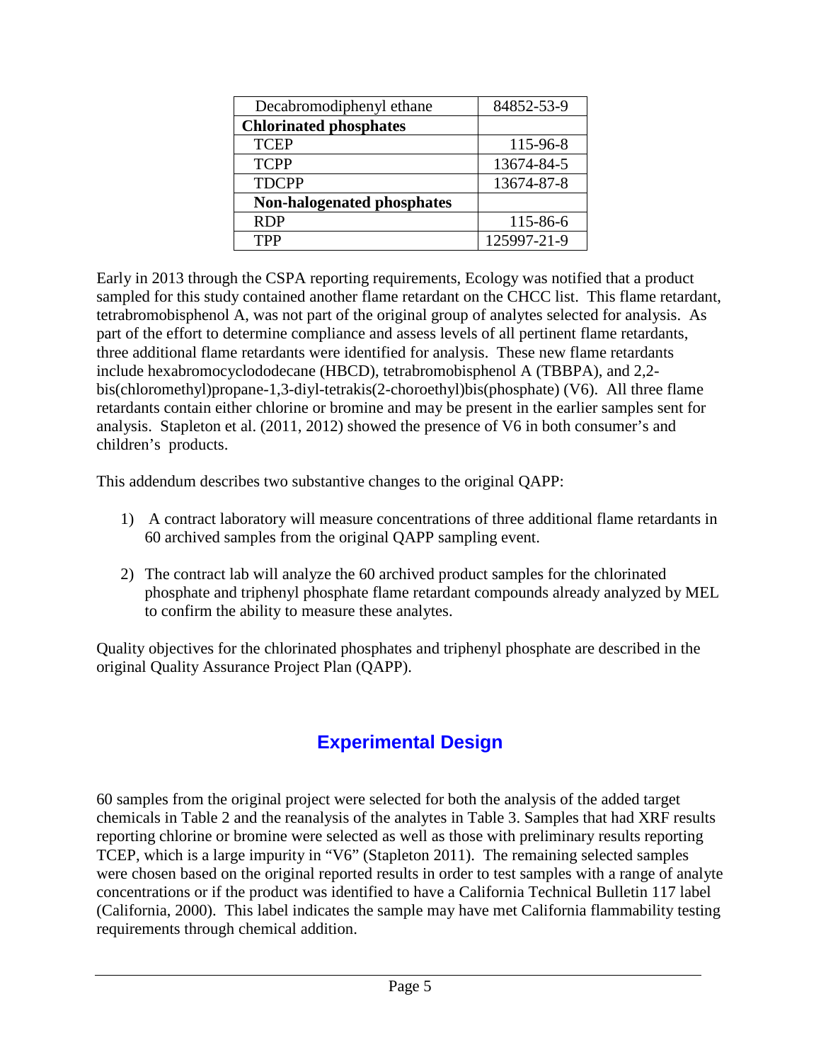| Decabromodiphenyl ethane | 84852-53-9 |
|---|---|
| **Chlorinated phosphates** | |
| TCEP | 115-96-8 |
| TCPP | 13674-84-5 |
| TDCPP | 13674-87-8 |
| **Non-halogenated phosphates** | |
| RDP | 115-86-6 |
| TPP | 125997-21-9 |

Early in 2013 through the CSPA reporting requirements, Ecology was notified that a product sampled for this study contained another flame retardant on the CHCC list. This flame retardant, tetrabromobisphenol A, was not part of the original group of analytes selected for analysis. As part of the effort to determine compliance and assess levels of all pertinent flame retardants, three additional flame retardants were identified for analysis. These new flame retardants include hexabromocyclododecane (HBCD), tetrabromobisphenol A (TBBPA), and 2,2-bis(chloromethyl)propane-1,3-diyl-tetrakis(2-choroethyl)bis(phosphate) (V6). All three flame retardants contain either chlorine or bromine and may be present in the earlier samples sent for analysis. Stapleton et al. (2011, 2012) showed the presence of V6 in both consumer's and children's products.

This addendum describes two substantive changes to the original QAPP:

1) A contract laboratory will measure concentrations of three additional flame retardants in 60 archived samples from the original QAPP sampling event.

2) The contract lab will analyze the 60 archived product samples for the chlorinated phosphate and triphenyl phosphate flame retardant compounds already analyzed by MEL to confirm the ability to measure these analytes.

Quality objectives for the chlorinated phosphates and triphenyl phosphate are described in the original Quality Assurance Project Plan (QAPP).

## Experimental Design

60 samples from the original project were selected for both the analysis of the added target chemicals in Table 2 and the reanalysis of the analytes in Table 3. Samples that had XRF results reporting chlorine or bromine were selected as well as those with preliminary results reporting TCEP, which is a large impurity in "V6" (Stapleton 2011). The remaining selected samples were chosen based on the original reported results in order to test samples with a range of analyte concentrations or if the product was identified to have a California Technical Bulletin 117 label (California, 2000). This label indicates the sample may have met California flammability testing requirements through chemical addition.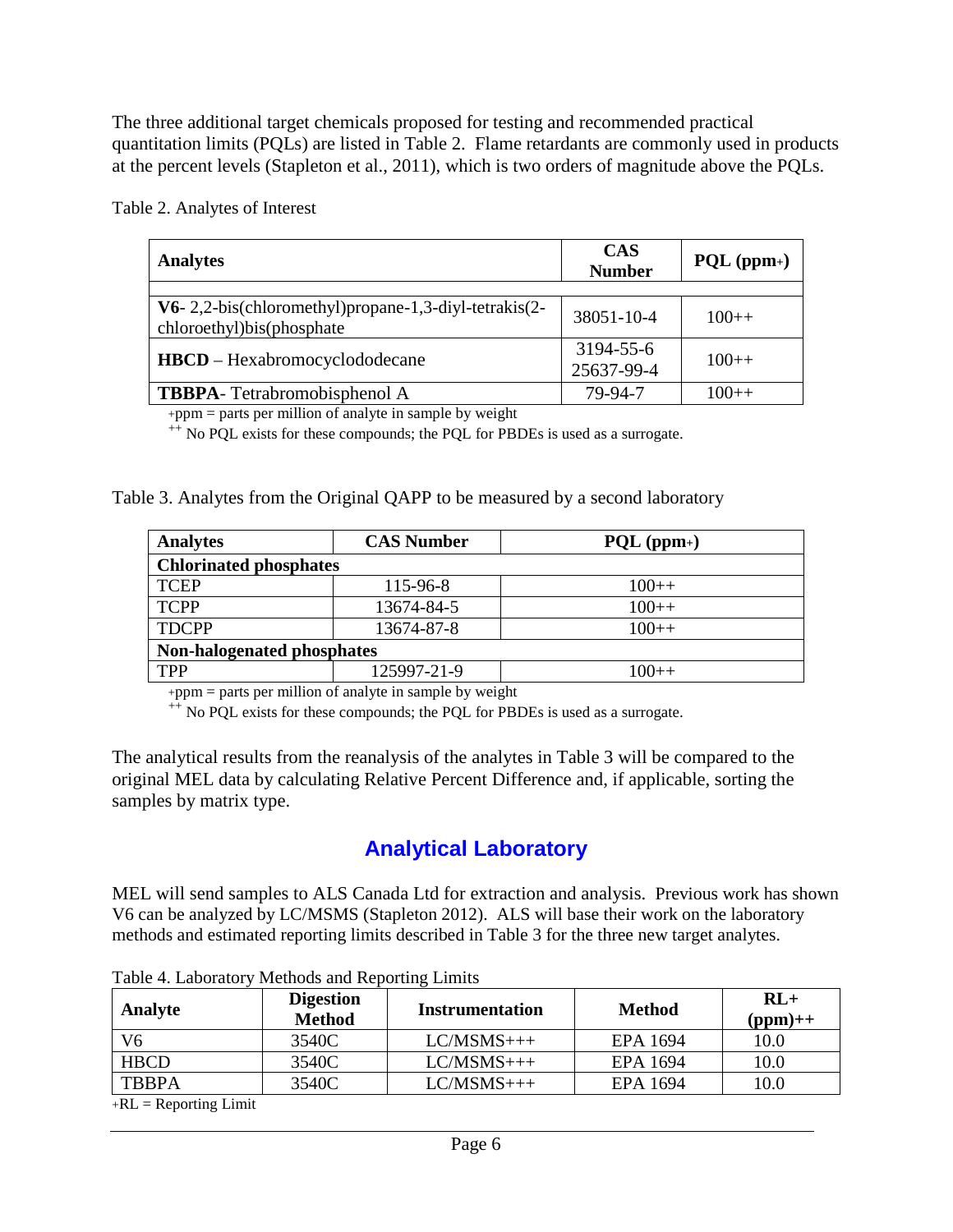The three additional target chemicals proposed for testing and recommended practical quantitation limits (PQLs) are listed in Table 2. Flame retardants are commonly used in products at the percent levels (Stapleton et al., 2011), which is two orders of magnitude above the PQLs.

Table 2. Analytes of Interest

| Analytes | CAS Number | PQL (ppm+) |
|---|---|---|
| **V6**- 2,2-bis(chloromethyl)propane-1,3-diyl-tetrakis(2-chloroethyl)bis(phosphate | 38051-10-4 | 100++ |
| **HBCD** – Hexabromocyclododecane | 3194-55-6<br>25637-99-4 | 100++ |
| **TBBPA**- Tetrabromobisphenol A | 79-94-7 | 100++ |

+ppm = parts per million of analyte in sample by weight
++ No PQL exists for these compounds; the PQL for PBDEs is used as a surrogate.

Table 3. Analytes from the Original QAPP to be measured by a second laboratory

| Analytes | CAS Number | PQL (ppm+) |
|---|---|---|
| **Chlorinated phosphates** | | |
| TCEP | 115-96-8 | 100++ |
| TCPP | 13674-84-5 | 100++ |
| TDCPP | 13674-87-8 | 100++ |
| **Non-halogenated phosphates** | | |
| TPP | 125997-21-9 | 100++ |

+ppm = parts per million of analyte in sample by weight
++ No PQL exists for these compounds; the PQL for PBDEs is used as a surrogate.

The analytical results from the reanalysis of the analytes in Table 3 will be compared to the original MEL data by calculating Relative Percent Difference and, if applicable, sorting the samples by matrix type.

## Analytical Laboratory

MEL will send samples to ALS Canada Ltd for extraction and analysis. Previous work has shown V6 can be analyzed by LC/MSMS (Stapleton 2012). ALS will base their work on the laboratory methods and estimated reporting limits described in Table 3 for the three new target analytes.

Table 4. Laboratory Methods and Reporting Limits

| Analyte | Digestion Method | Instrumentation | Method | RL+ (ppm)++ |
|---|---|---|---|---|
| V6 | 3540C | LC/MSMS+++ | EPA 1694 | 10.0 |
| HBCD | 3540C | LC/MSMS+++ | EPA 1694 | 10.0 |
| TBBPA | 3540C | LC/MSMS+++ | EPA 1694 | 10.0 |

+RL = Reporting Limit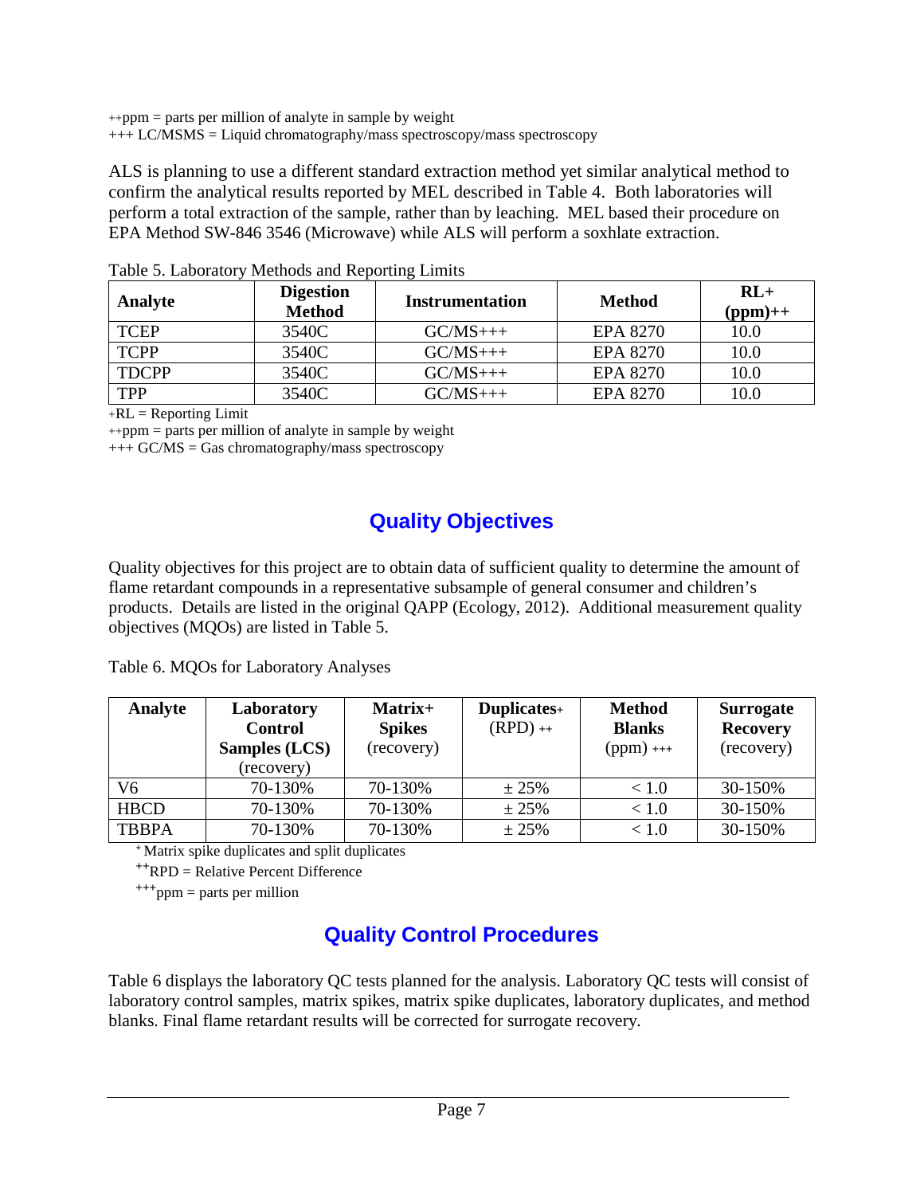++ppm = parts per million of analyte in sample by weight

+++ LC/MSMS = Liquid chromatography/mass spectroscopy/mass spectroscopy

ALS is planning to use a different standard extraction method yet similar analytical method to confirm the analytical results reported by MEL described in Table 4. Both laboratories will perform a total extraction of the sample, rather than by leaching. MEL based their procedure on EPA Method SW-846 3546 (Microwave) while ALS will perform a soxhlate extraction.

Table 5. Laboratory Methods and Reporting Limits

| Analyte | Digestion Method | Instrumentation | Method | RL+ (ppm)++ |
|---|---|---|---|---|
| TCEP | 3540C | GC/MS+++ | EPA 8270 | 10.0 |
| TCPP | 3540C | GC/MS+++ | EPA 8270 | 10.0 |
| TDCPP | 3540C | GC/MS+++ | EPA 8270 | 10.0 |
| TPP | 3540C | GC/MS+++ | EPA 8270 | 10.0 |

+RL = Reporting Limit

++ppm = parts per million of analyte in sample by weight

+++ GC/MS = Gas chromatography/mass spectroscopy

## Quality Objectives

Quality objectives for this project are to obtain data of sufficient quality to determine the amount of flame retardant compounds in a representative subsample of general consumer and children's products. Details are listed in the original QAPP (Ecology, 2012). Additional measurement quality objectives (MQOs) are listed in Table 5.

Table 6. MQOs for Laboratory Analyses

| Analyte | Laboratory Control Samples (LCS) (recovery) | Matrix+ Spikes (recovery) | Duplicates+ (RPD) ++ | Method Blanks (ppm) +++ | Surrogate Recovery (recovery) |
|---|---|---|---|---|---|
| V6 | 70-130% | 70-130% | ± 25% | < 1.0 | 30-150% |
| HBCD | 70-130% | 70-130% | ± 25% | < 1.0 | 30-150% |
| TBBPA | 70-130% | 70-130% | ± 25% | < 1.0 | 30-150% |

+ Matrix spike duplicates and split duplicates

++RPD = Relative Percent Difference

+++ppm = parts per million

## Quality Control Procedures

Table 6 displays the laboratory QC tests planned for the analysis. Laboratory QC tests will consist of laboratory control samples, matrix spikes, matrix spike duplicates, laboratory duplicates, and method blanks. Final flame retardant results will be corrected for surrogate recovery.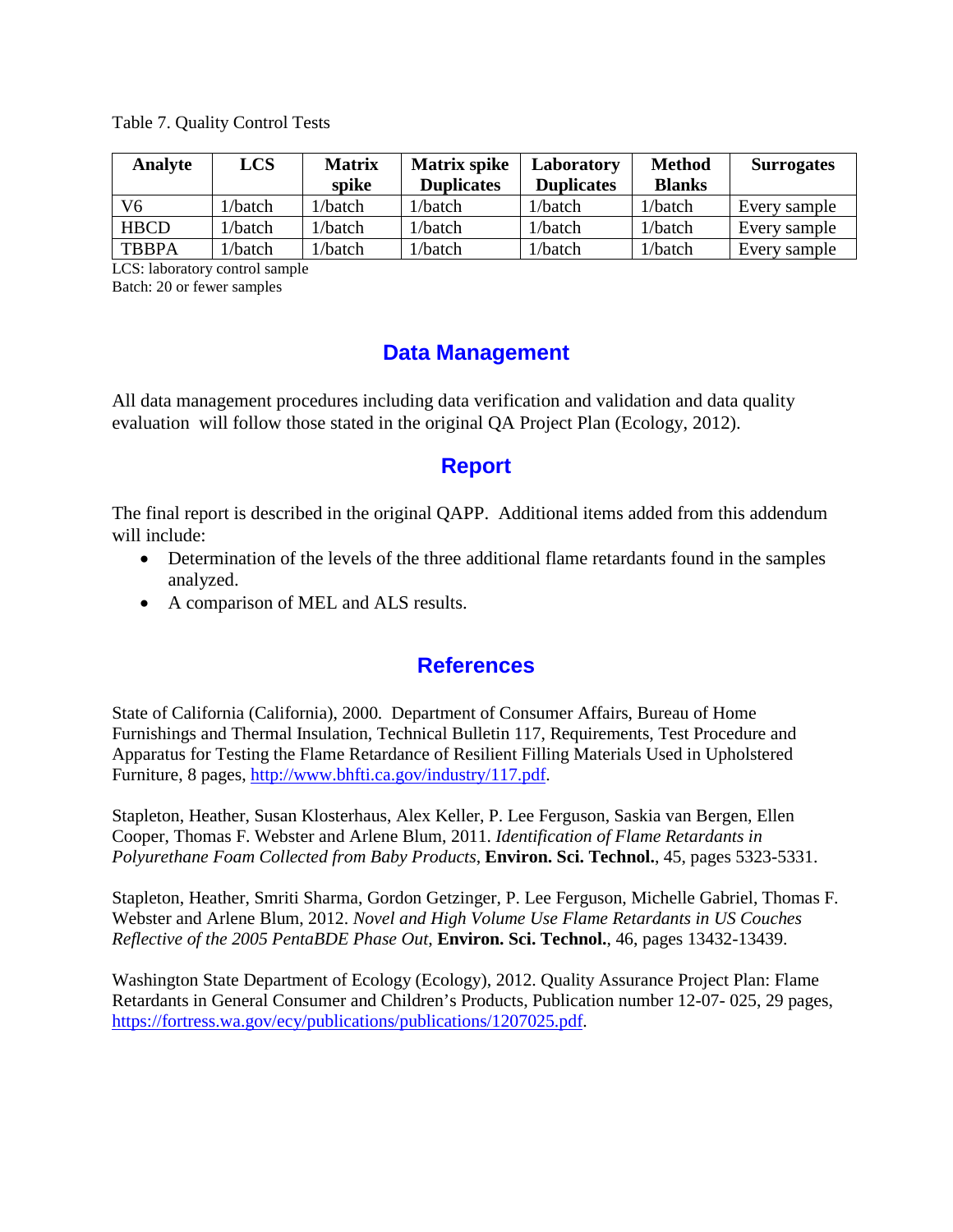Table 7. Quality Control Tests

| Analyte | LCS | Matrix spike | Matrix spike Duplicates | Laboratory Duplicates | Method Blanks | Surrogates |
|---|---|---|---|---|---|---|
| V6 | 1/batch | 1/batch | 1/batch | 1/batch | 1/batch | Every sample |
| HBCD | 1/batch | 1/batch | 1/batch | 1/batch | 1/batch | Every sample |
| TBBPA | 1/batch | 1/batch | 1/batch | 1/batch | 1/batch | Every sample |

LCS: laboratory control sample
Batch: 20 or fewer samples

## Data Management

All data management procedures including data verification and validation and data quality evaluation will follow those stated in the original QA Project Plan (Ecology, 2012).

## Report

The final report is described in the original QAPP. Additional items added from this addendum will include:

- Determination of the levels of the three additional flame retardants found in the samples analyzed.
- A comparison of MEL and ALS results.

## References

State of California (California), 2000. Department of Consumer Affairs, Bureau of Home Furnishings and Thermal Insulation, Technical Bulletin 117, Requirements, Test Procedure and Apparatus for Testing the Flame Retardance of Resilient Filling Materials Used in Upholstered Furniture, 8 pages, http://www.bhfti.ca.gov/industry/117.pdf.

Stapleton, Heather, Susan Klosterhaus, Alex Keller, P. Lee Ferguson, Saskia van Bergen, Ellen Cooper, Thomas F. Webster and Arlene Blum, 2011. *Identification of Flame Retardants in Polyurethane Foam Collected from Baby Products*, **Environ. Sci. Technol.**, 45, pages 5323-5331.

Stapleton, Heather, Smriti Sharma, Gordon Getzinger, P. Lee Ferguson, Michelle Gabriel, Thomas F. Webster and Arlene Blum, 2012. *Novel and High Volume Use Flame Retardants in US Couches Reflective of the 2005 PentaBDE Phase Out*, **Environ. Sci. Technol.**, 46, pages 13432-13439.

Washington State Department of Ecology (Ecology), 2012. Quality Assurance Project Plan: Flame Retardants in General Consumer and Children's Products, Publication number 12-07- 025, 29 pages, https://fortress.wa.gov/ecy/publications/publications/1207025.pdf.